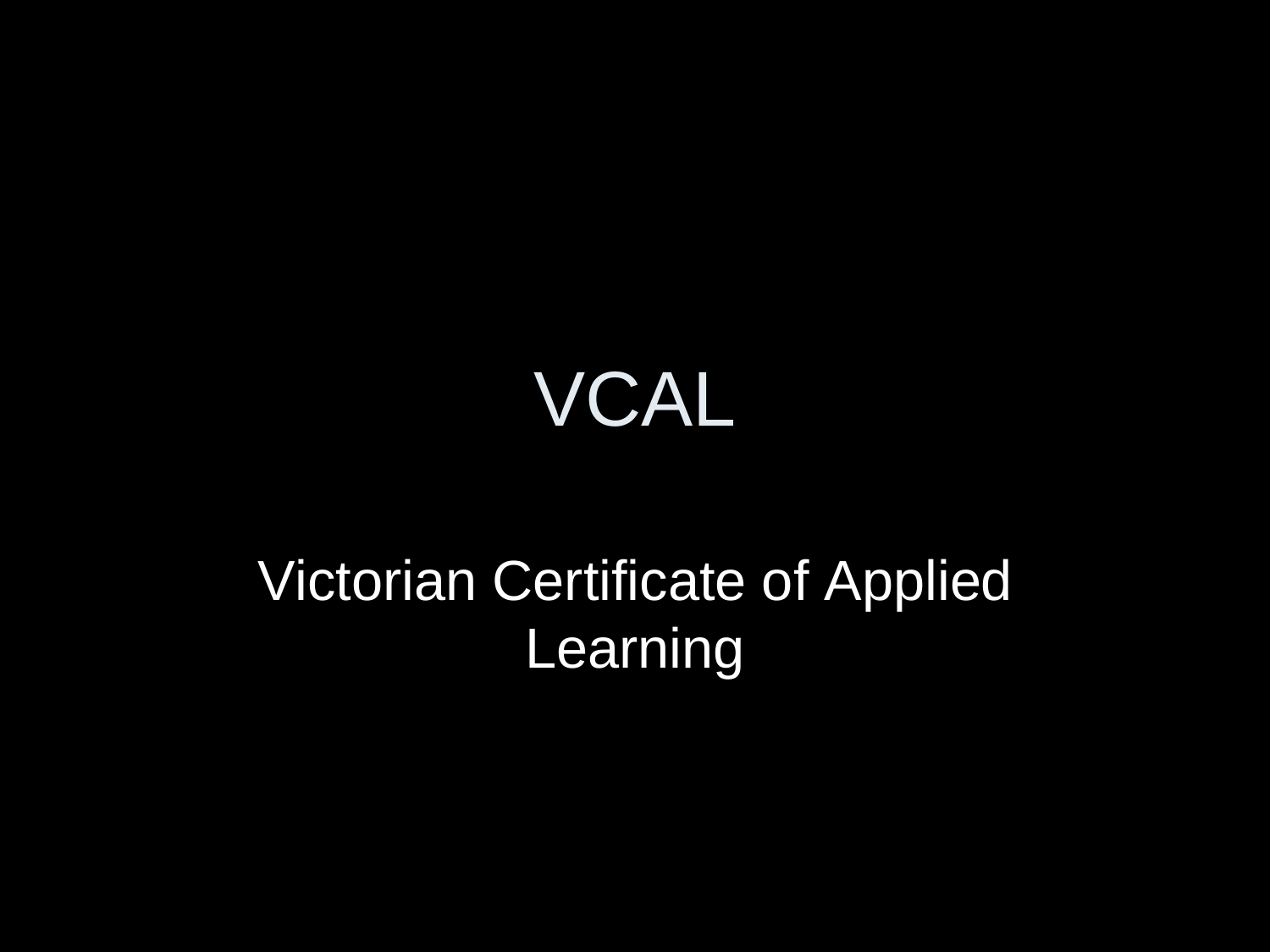# VCAL

Victorian Certificate of Applied Learning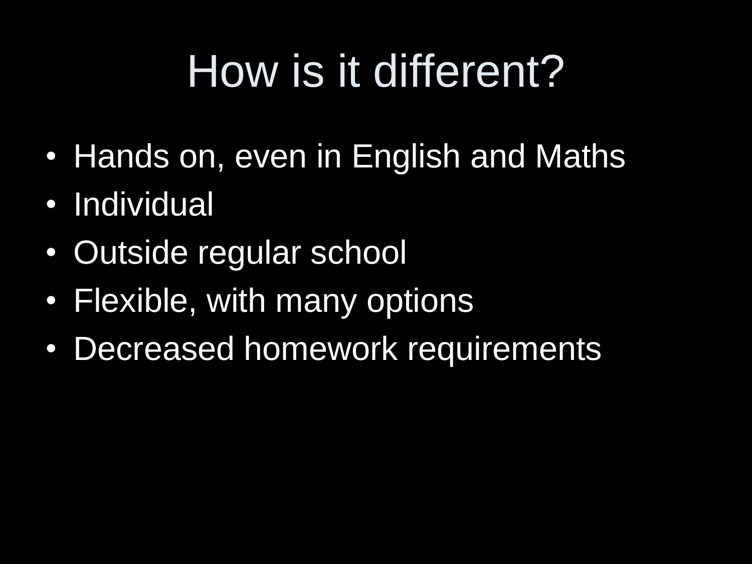# How is it different?

- Hands on, even in English and Maths
- Individual
- Outside regular school
- Flexible, with many options
- Decreased homework requirements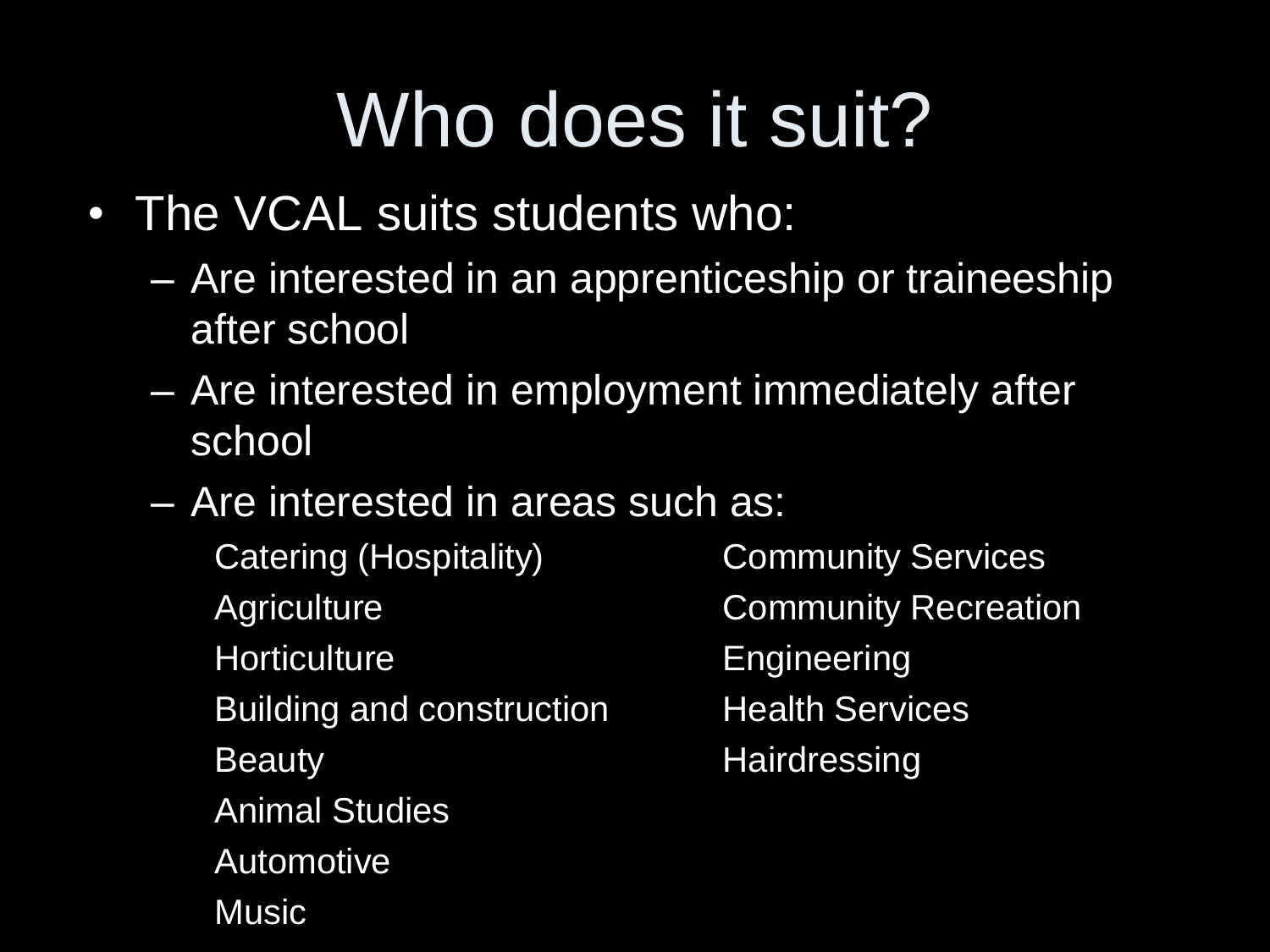# Who does it suit?

- The VCAL suits students who:
  - Are interested in an apprenticeship or traineeship after school
  - Are interested in employment immediately after school
  - Are interested in areas such as:
    - Catering (Hospitality)
    - Agriculture
    - Horticulture
    - Building and construction
    - Beauty
    - Animal Studies
    - Automotive
    - Music
    - Community Services
    - Community Recreation
    - Engineering
    - Health Services
    - Hairdressing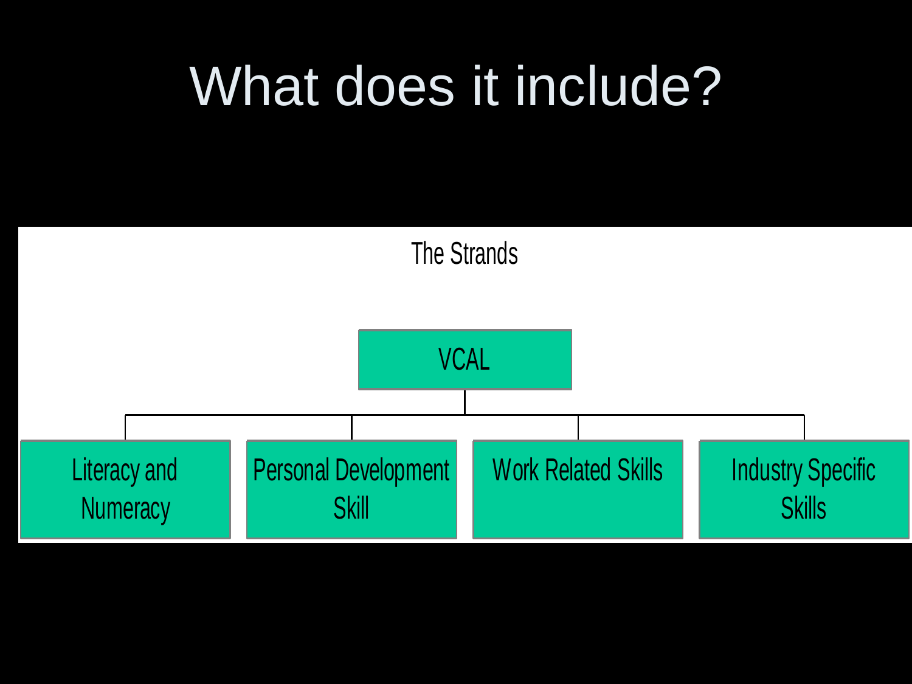# What does it include?

The Strands

VCAL

- Literacy and Numeracy
- Personal Development Skill
- Work Related Skills
- Industry Specific Skills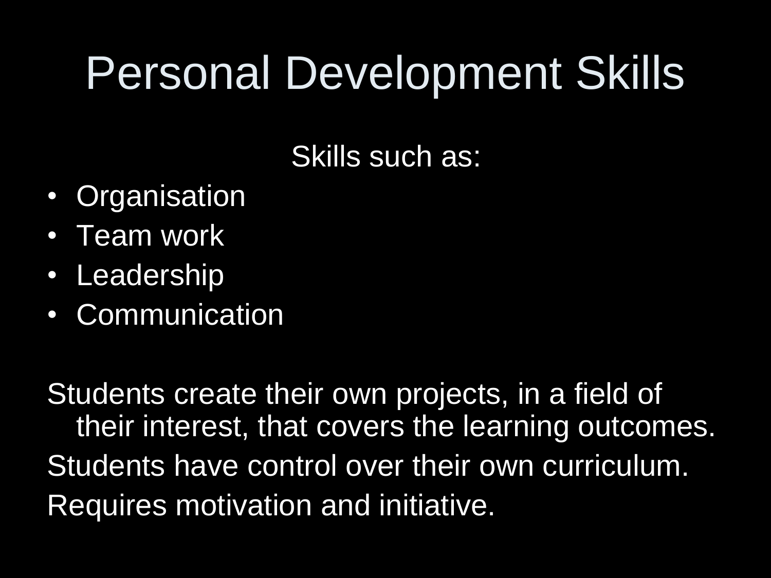# Personal Development Skills

Skills such as:

- Organisation
- Team work
- Leadership
- Communication

Students create their own projects, in a field of their interest, that covers the learning outcomes.

Students have control over their own curriculum.

Requires motivation and initiative.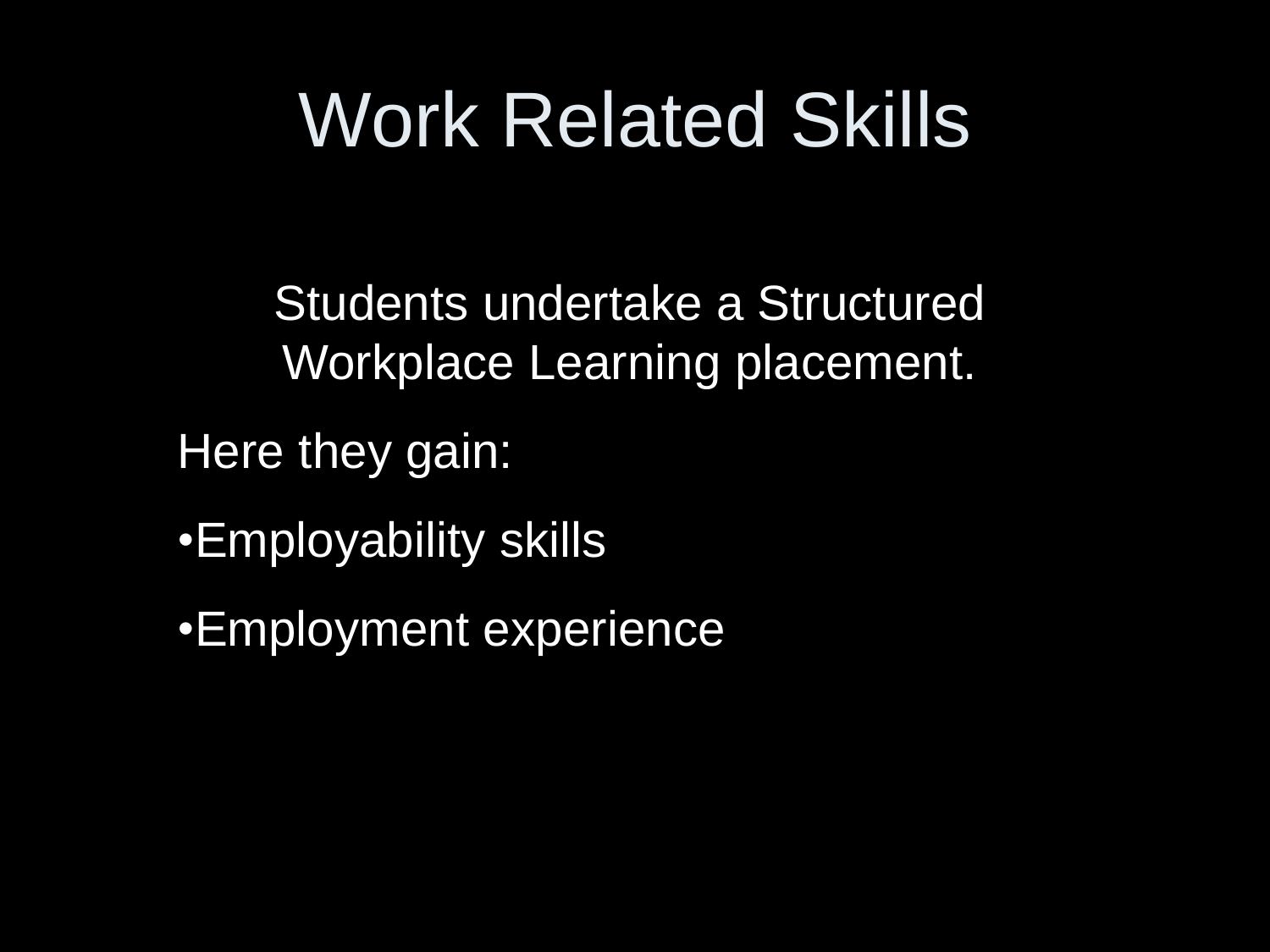# Work Related Skills

Students undertake a Structured Workplace Learning placement.

Here they gain:

- Employability skills
- Employment experience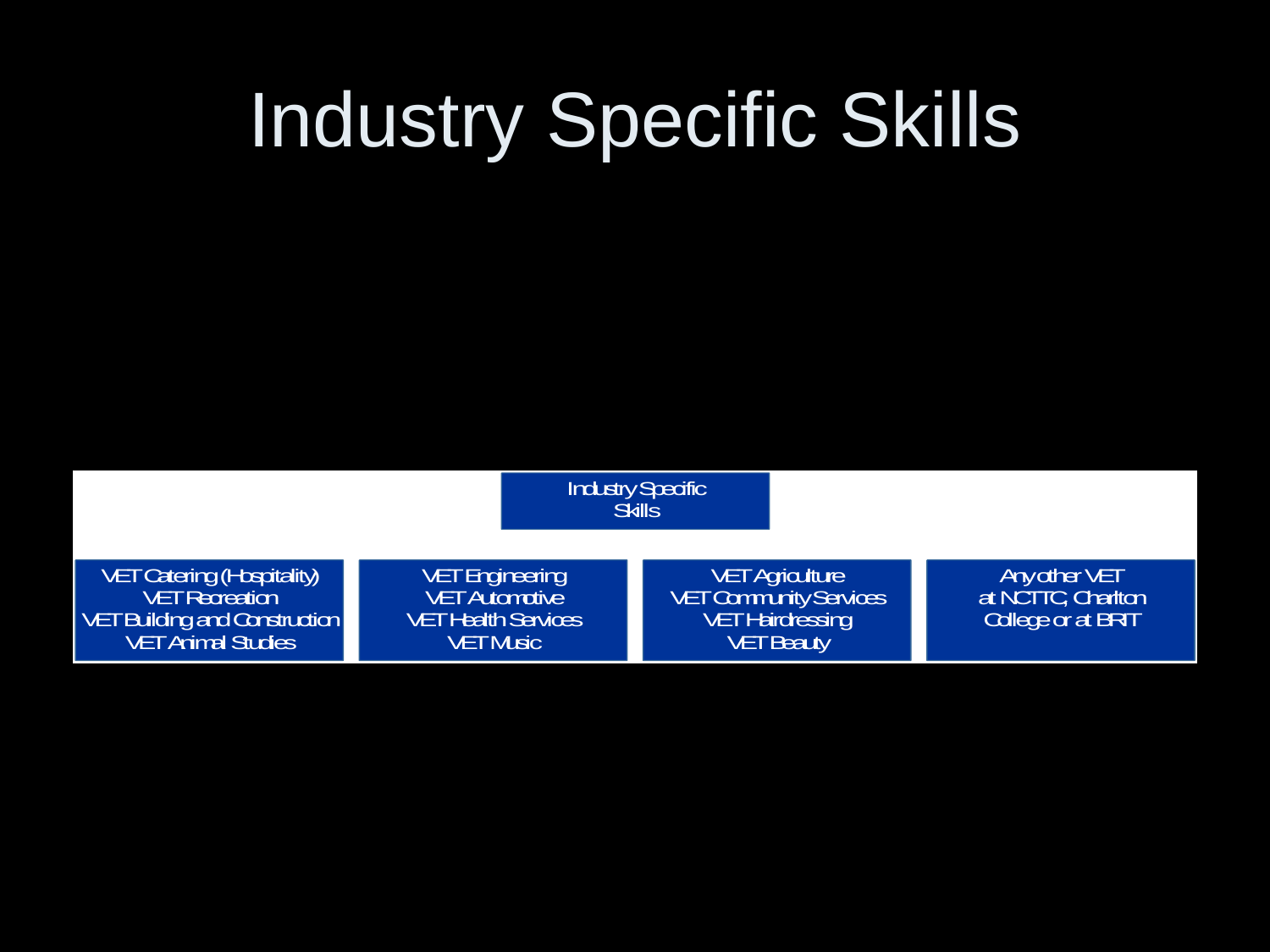# Industry Specific Skills

Industry Specific Skills

- VET Catering (Hospitality)
- VET Recreation
- VET Building and Construction
- VET Animal Studies

- VET Engineering
- VET Automotive
- VET Health Services
- VET Music

- VET Agriculture
- VET Community Services
- VET Hairdressing
- VET Beauty

- Any other VET at NCTTC, Charlton College or at BRIT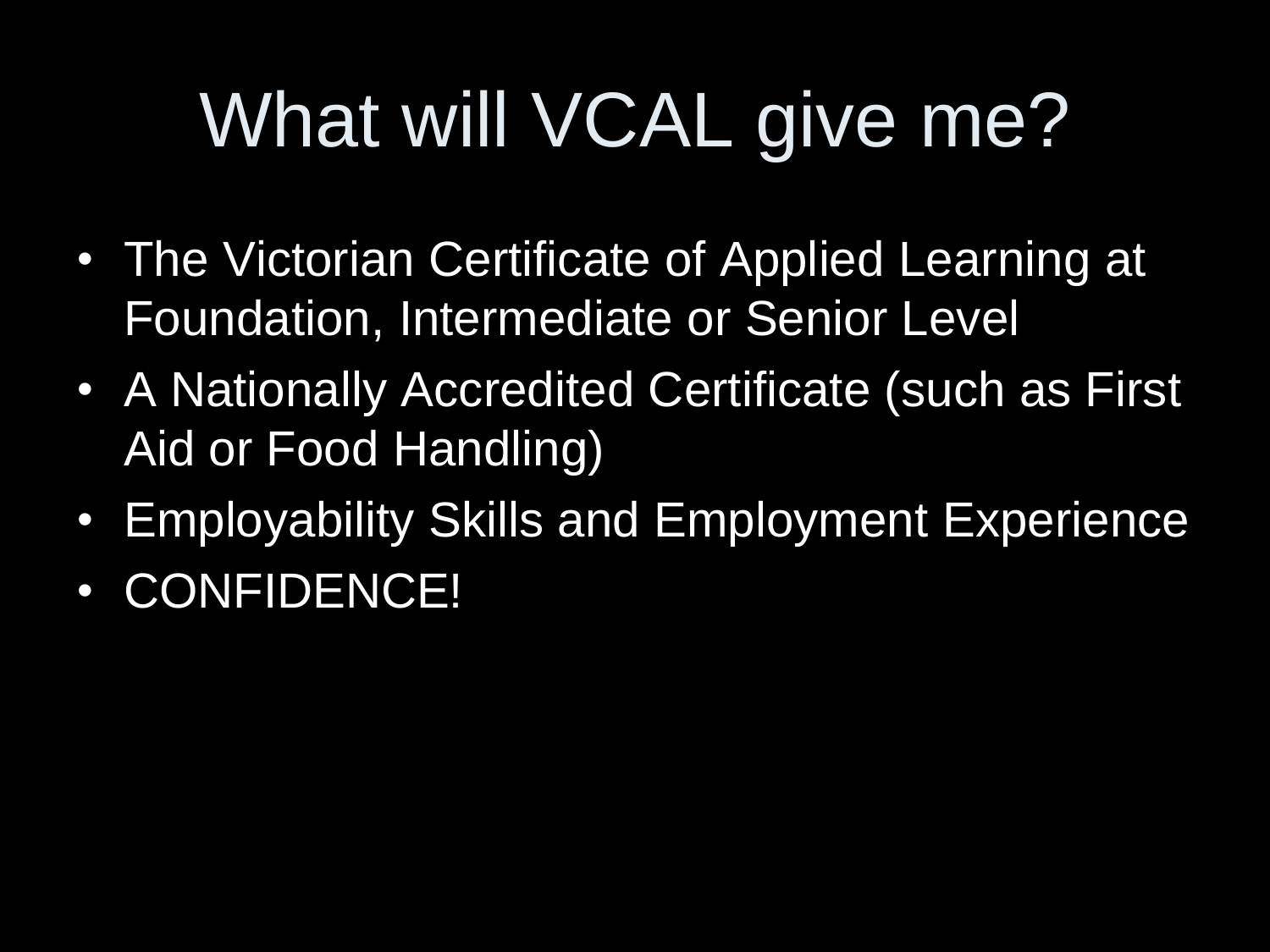# What will VCAL give me?

- The Victorian Certificate of Applied Learning at Foundation, Intermediate or Senior Level
- A Nationally Accredited Certificate (such as First Aid or Food Handling)
- Employability Skills and Employment Experience
- CONFIDENCE!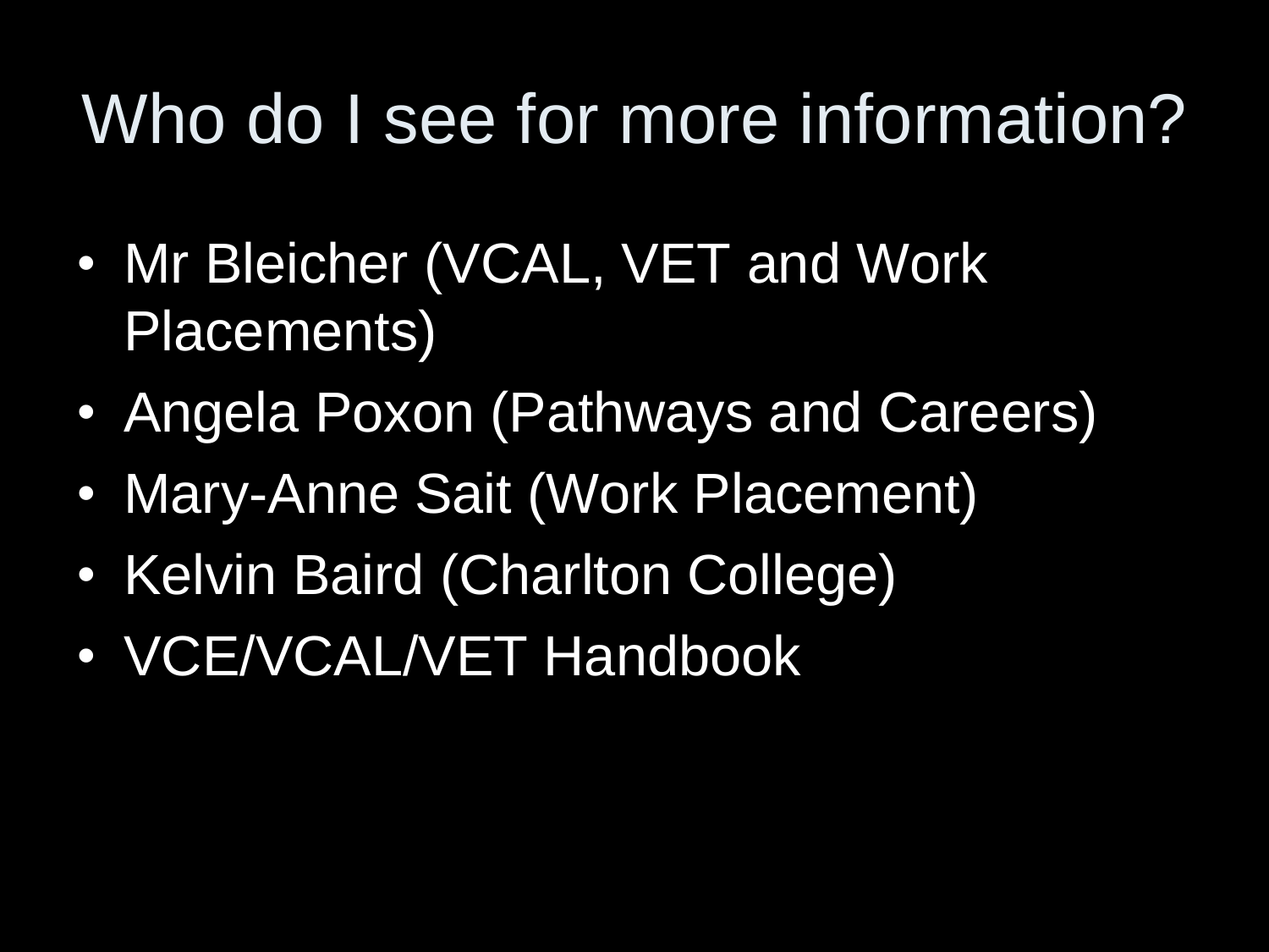# Who do I see for more information?

- Mr Bleicher (VCAL, VET and Work Placements)
- Angela Poxon (Pathways and Careers)
- Mary-Anne Sait (Work Placement)
- Kelvin Baird (Charlton College)
- VCE/VCAL/VET Handbook